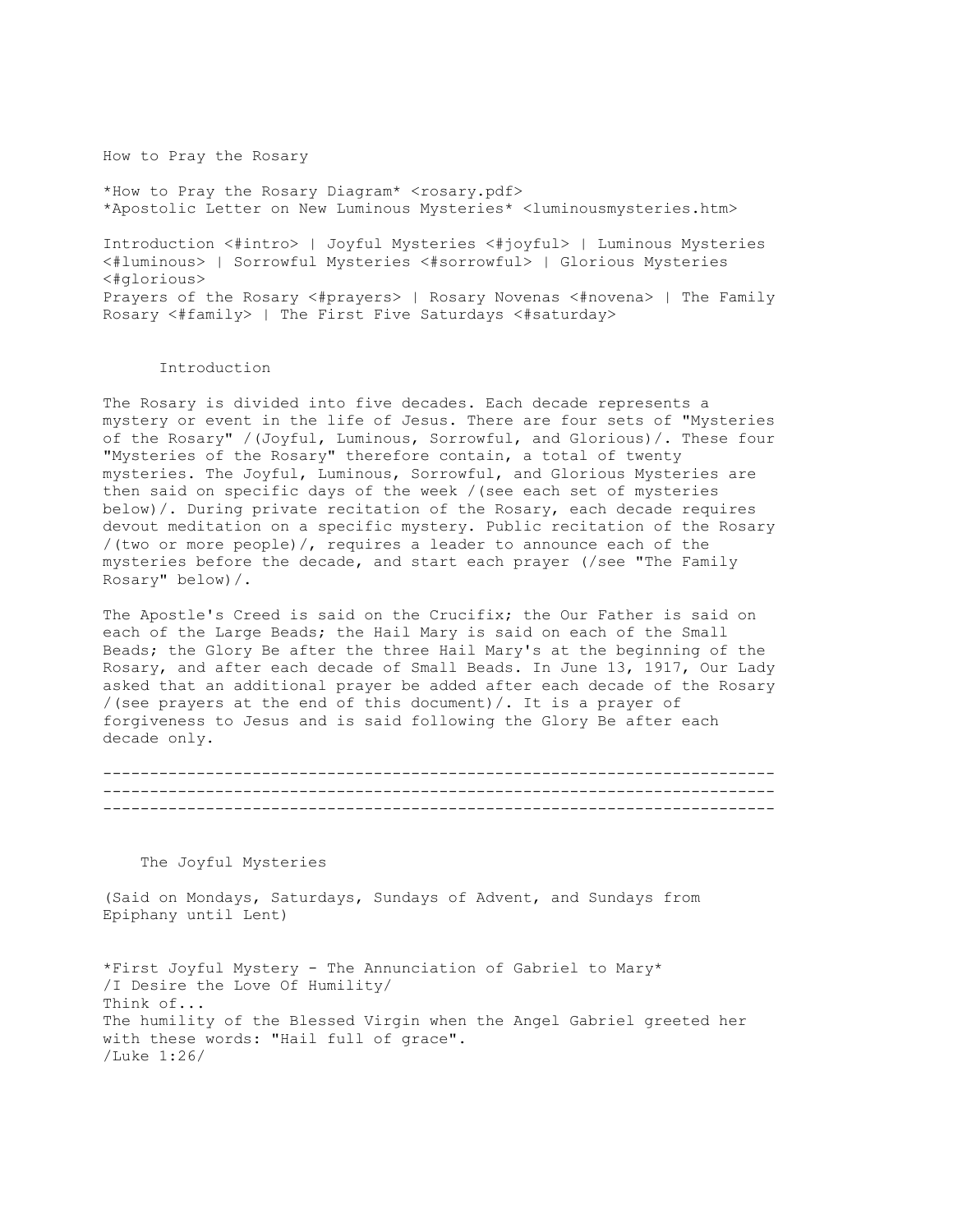# How to Pray the Rosary

**How to Pray the Rosary Diagram** <rosary.pdf>
**Apostolic Letter on New Luminous Mysteries** <luminousmysteries.htm>

Introduction <#intro> | Joyful Mysteries <#joyful> | Luminous Mysteries <#luminous> | Sorrowful Mysteries <#sorrowful> | Glorious Mysteries <#glorious>
Prayers of the Rosary <#prayers> | Rosary Novenas <#novena> | The Family Rosary <#family> | The First Five Saturdays <#saturday>

## Introduction

The Rosary is divided into five decades. Each decade represents a mystery or event in the life of Jesus. There are four sets of "Mysteries of the Rosary" *(Joyful, Luminous, Sorrowful, and Glorious)*. These four "Mysteries of the Rosary" therefore contain, a total of twenty mysteries. The Joyful, Luminous, Sorrowful, and Glorious Mysteries are then said on specific days of the week *(see each set of mysteries below)*. During private recitation of the Rosary, each decade requires devout meditation on a specific mystery. Public recitation of the Rosary *(two or more people)*, requires a leader to announce each of the mysteries before the decade, and start each prayer (*see "The Family Rosary" below)*.

The Apostle's Creed is said on the Crucifix; the Our Father is said on each of the Large Beads; the Hail Mary is said on each of the Small Beads; the Glory Be after the three Hail Mary's at the beginning of the Rosary, and after each decade of Small Beads. In June 13, 1917, Our Lady asked that an additional prayer be added after each decade of the Rosary *(see prayers at the end of this document)*. It is a prayer of forgiveness to Jesus and is said following the Glory Be after each decade only.

---

---

---

## The Joyful Mysteries

(Said on Mondays, Saturdays, Sundays of Advent, and Sundays from Epiphany until Lent)

**First Joyful Mystery - The Annunciation of Gabriel to Mary**
*I Desire the Love Of Humility*
Think of...
The humility of the Blessed Virgin when the Angel Gabriel greeted her with these words: "Hail full of grace".
*Luke 1:26*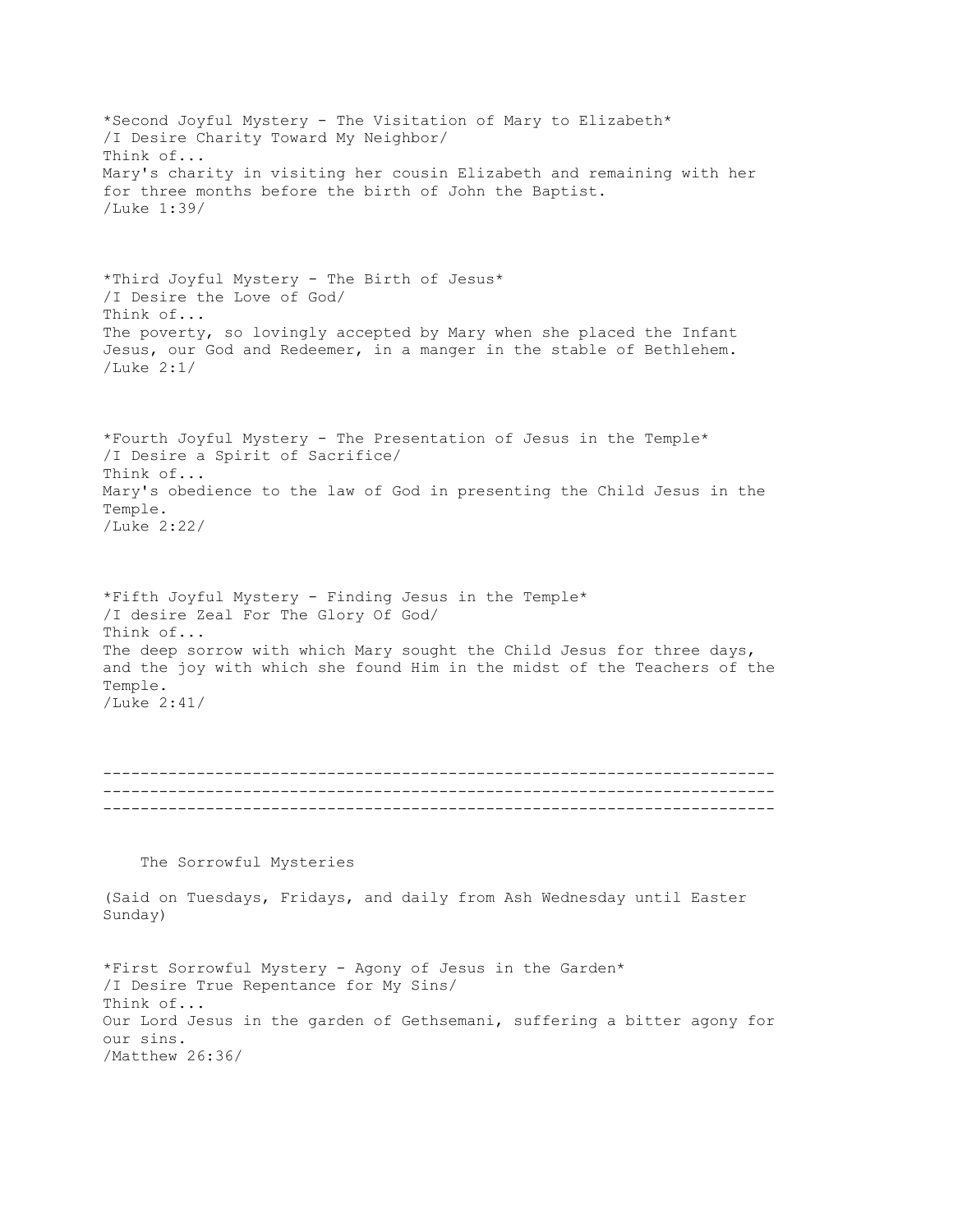*Second Joyful Mystery - The Visitation of Mary to Elizabeth*
/I Desire Charity Toward My Neighbor/
Think of...
Mary's charity in visiting her cousin Elizabeth and remaining with her for three months before the birth of John the Baptist.
/Luke 1:39/

*Third Joyful Mystery - The Birth of Jesus*
/I Desire the Love of God/
Think of...
The poverty, so lovingly accepted by Mary when she placed the Infant Jesus, our God and Redeemer, in a manger in the stable of Bethlehem.
/Luke 2:1/

*Fourth Joyful Mystery - The Presentation of Jesus in the Temple*
/I Desire a Spirit of Sacrifice/
Think of...
Mary's obedience to the law of God in presenting the Child Jesus in the Temple.
/Luke 2:22/

*Fifth Joyful Mystery - Finding Jesus in the Temple*
/I desire Zeal For The Glory Of God/
Think of...
The deep sorrow with which Mary sought the Child Jesus for three days, and the joy with which she found Him in the midst of the Teachers of the Temple.
/Luke 2:41/

------------------------------------------------------------------------
------------------------------------------------------------------------
------------------------------------------------------------------------

## The Sorrowful Mysteries

(Said on Tuesdays, Fridays, and daily from Ash Wednesday until Easter Sunday)

*First Sorrowful Mystery - Agony of Jesus in the Garden*
/I Desire True Repentance for My Sins/
Think of...
Our Lord Jesus in the garden of Gethsemani, suffering a bitter agony for our sins.
/Matthew 26:36/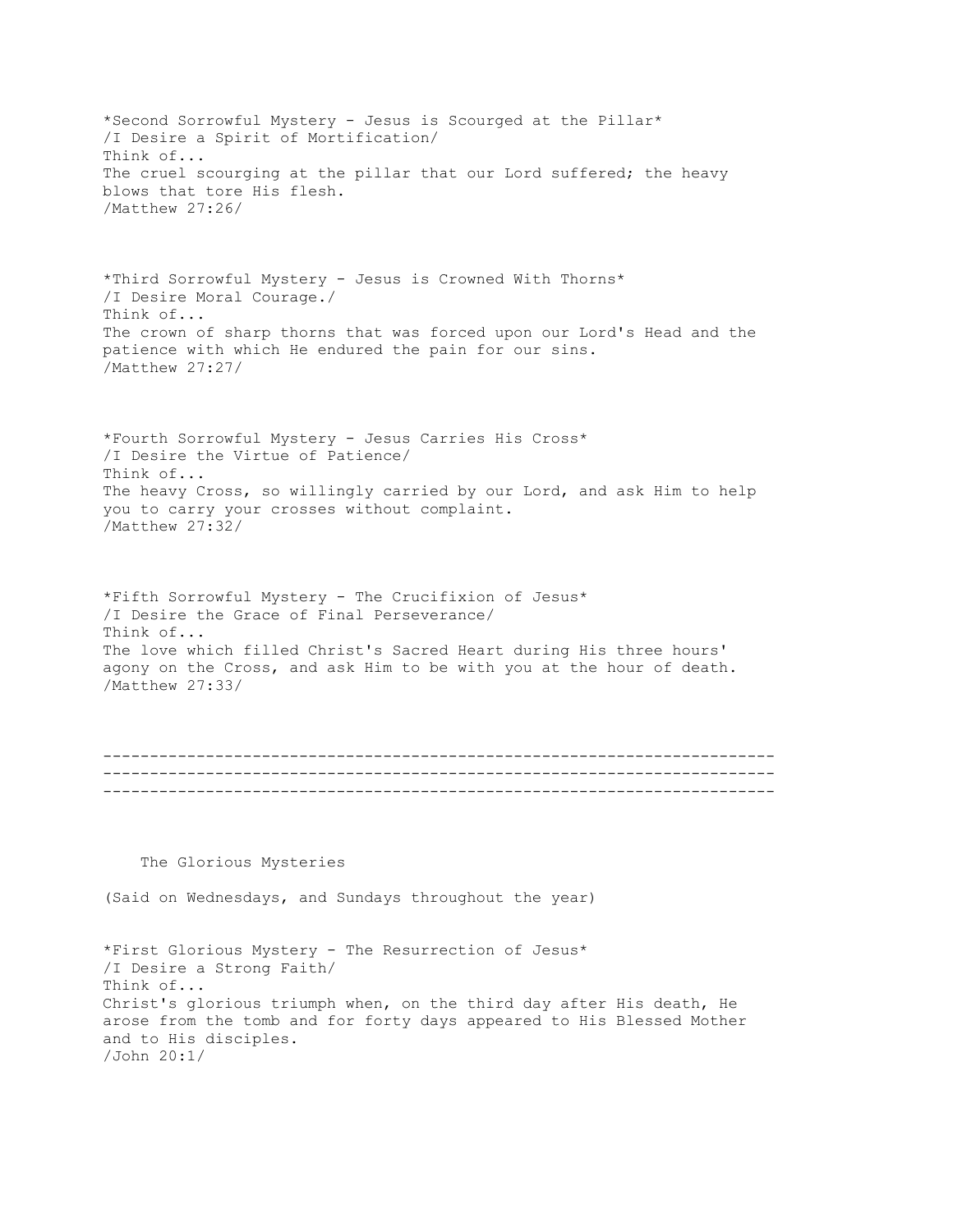*Second Sorrowful Mystery - Jesus is Scourged at the Pillar*
/I Desire a Spirit of Mortification/
Think of...
The cruel scourging at the pillar that our Lord suffered; the heavy blows that tore His flesh.
/Matthew 27:26/

*Third Sorrowful Mystery - Jesus is Crowned With Thorns*
/I Desire Moral Courage./
Think of...
The crown of sharp thorns that was forced upon our Lord's Head and the patience with which He endured the pain for our sins.
/Matthew 27:27/

*Fourth Sorrowful Mystery - Jesus Carries His Cross*
/I Desire the Virtue of Patience/
Think of...
The heavy Cross, so willingly carried by our Lord, and ask Him to help you to carry your crosses without complaint.
/Matthew 27:32/

*Fifth Sorrowful Mystery - The Crucifixion of Jesus*
/I Desire the Grace of Final Perseverance/
Think of...
The love which filled Christ's Sacred Heart during His three hours' agony on the Cross, and ask Him to be with you at the hour of death.
/Matthew 27:33/

------------------------------------------------------------------------
------------------------------------------------------------------------
------------------------------------------------------------------------

The Glorious Mysteries

(Said on Wednesdays, and Sundays throughout the year)

*First Glorious Mystery - The Resurrection of Jesus*
/I Desire a Strong Faith/
Think of...
Christ's glorious triumph when, on the third day after His death, He arose from the tomb and for forty days appeared to His Blessed Mother and to His disciples.
/John 20:1/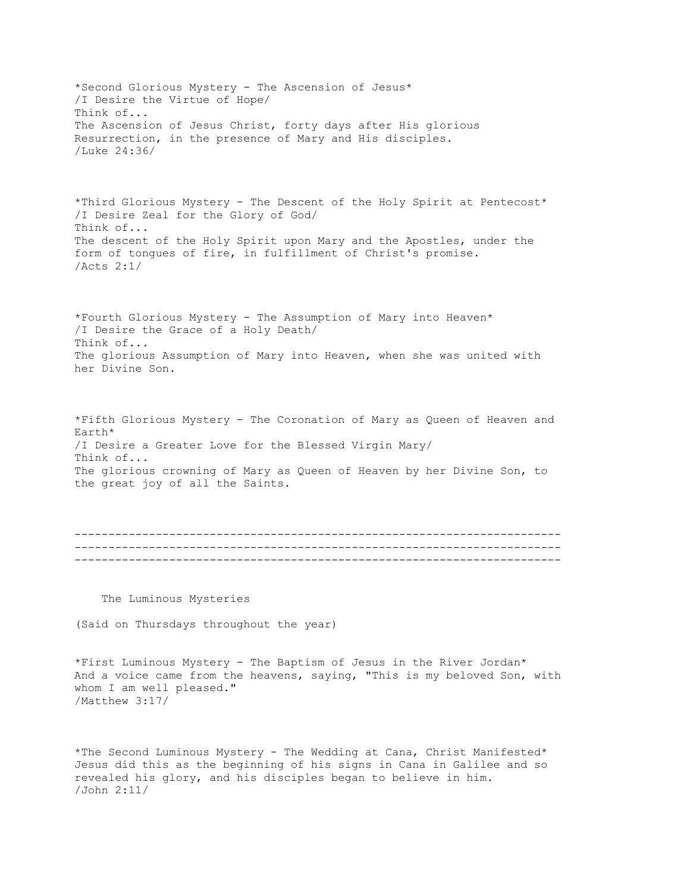*Second Glorious Mystery - The Ascension of Jesus*
/I Desire the Virtue of Hope/
Think of...
The Ascension of Jesus Christ, forty days after His glorious Resurrection, in the presence of Mary and His disciples.
/Luke 24:36/

*Third Glorious Mystery - The Descent of the Holy Spirit at Pentecost*
/I Desire Zeal for the Glory of God/
Think of...
The descent of the Holy Spirit upon Mary and the Apostles, under the form of tongues of fire, in fulfillment of Christ's promise.
/Acts 2:1/

*Fourth Glorious Mystery - The Assumption of Mary into Heaven*
/I Desire the Grace of a Holy Death/
Think of...
The glorious Assumption of Mary into Heaven, when she was united with her Divine Son.

*Fifth Glorious Mystery - The Coronation of Mary as Queen of Heaven and Earth*
/I Desire a Greater Love for the Blessed Virgin Mary/
Think of...
The glorious crowning of Mary as Queen of Heaven by her Divine Son, to the great joy of all the Saints.

-----------------------------------------------------------------------
-----------------------------------------------------------------------
-----------------------------------------------------------------------

The Luminous Mysteries

(Said on Thursdays throughout the year)

*First Luminous Mystery - The Baptism of Jesus in the River Jordan*
And a voice came from the heavens, saying, "This is my beloved Son, with whom I am well pleased."
/Matthew 3:17/

*The Second Luminous Mystery - The Wedding at Cana, Christ Manifested*
Jesus did this as the beginning of his signs in Cana in Galilee and so revealed his glory, and his disciples began to believe in him.
/John 2:11/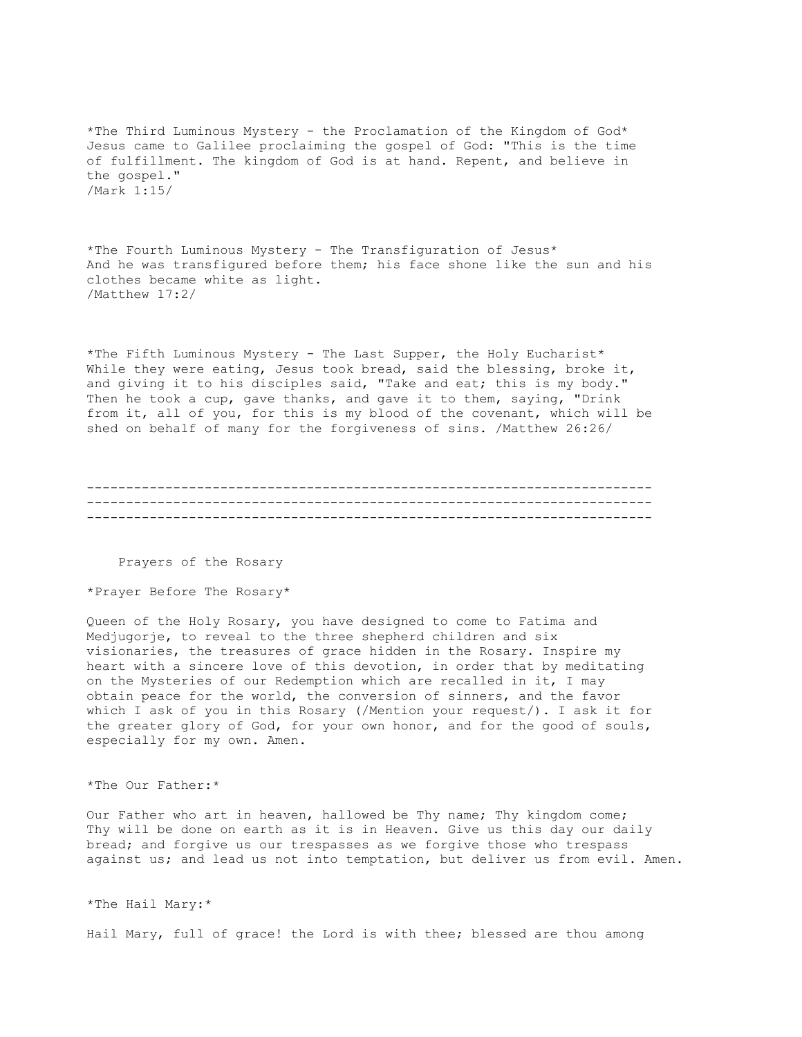*The Third Luminous Mystery - the Proclamation of the Kingdom of God*
Jesus came to Galilee proclaiming the gospel of God: "This is the time of fulfillment. The kingdom of God is at hand. Repent, and believe in the gospel."
/Mark 1:15/

*The Fourth Luminous Mystery - The Transfiguration of Jesus*
And he was transfigured before them; his face shone like the sun and his clothes became white as light.
/Matthew 17:2/

*The Fifth Luminous Mystery - The Last Supper, the Holy Eucharist*
While they were eating, Jesus took bread, said the blessing, broke it, and giving it to his disciples said, "Take and eat; this is my body." Then he took a cup, gave thanks, and gave it to them, saying, "Drink from it, all of you, for this is my blood of the covenant, which will be shed on behalf of many for the forgiveness of sins. /Matthew 26:26/

------------------------------------------------------------------------
------------------------------------------------------------------------
------------------------------------------------------------------------

Prayers of the Rosary

*Prayer Before The Rosary*

Queen of the Holy Rosary, you have designed to come to Fatima and Medjugorje, to reveal to the three shepherd children and six visionaries, the treasures of grace hidden in the Rosary. Inspire my heart with a sincere love of this devotion, in order that by meditating on the Mysteries of our Redemption which are recalled in it, I may obtain peace for the world, the conversion of sinners, and the favor which I ask of you in this Rosary (/Mention your request/). I ask it for the greater glory of God, for your own honor, and for the good of souls, especially for my own. Amen.

*The Our Father:*

Our Father who art in heaven, hallowed be Thy name; Thy kingdom come; Thy will be done on earth as it is in Heaven. Give us this day our daily bread; and forgive us our trespasses as we forgive those who trespass against us; and lead us not into temptation, but deliver us from evil. Amen.

*The Hail Mary:*

Hail Mary, full of grace! the Lord is with thee; blessed are thou among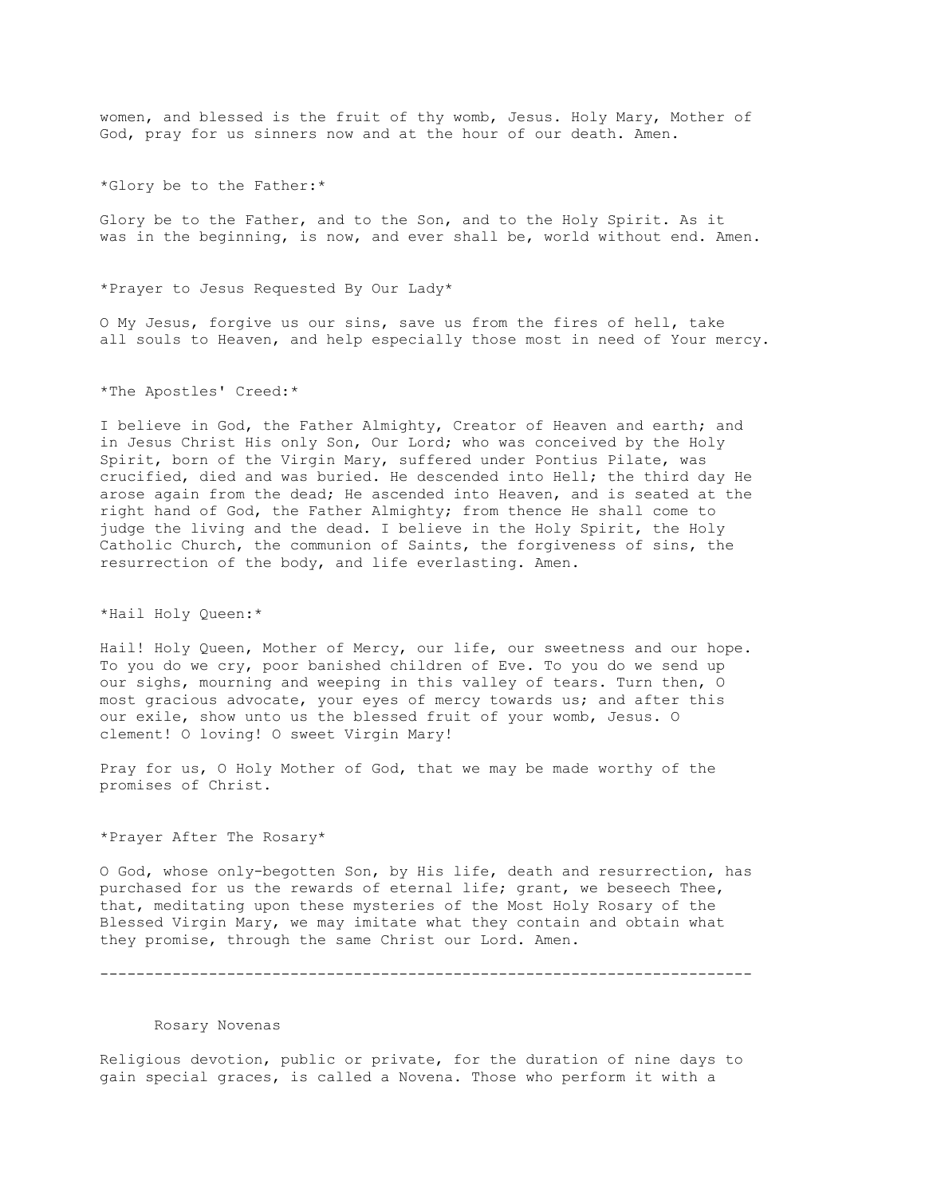women, and blessed is the fruit of thy womb, Jesus. Holy Mary, Mother of God, pray for us sinners now and at the hour of our death. Amen.

*Glory be to the Father:*

Glory be to the Father, and to the Son, and to the Holy Spirit. As it was in the beginning, is now, and ever shall be, world without end. Amen.

*Prayer to Jesus Requested By Our Lady*

O My Jesus, forgive us our sins, save us from the fires of hell, take all souls to Heaven, and help especially those most in need of Your mercy.

*The Apostles' Creed:*

I believe in God, the Father Almighty, Creator of Heaven and earth; and in Jesus Christ His only Son, Our Lord; who was conceived by the Holy Spirit, born of the Virgin Mary, suffered under Pontius Pilate, was crucified, died and was buried. He descended into Hell; the third day He arose again from the dead; He ascended into Heaven, and is seated at the right hand of God, the Father Almighty; from thence He shall come to judge the living and the dead. I believe in the Holy Spirit, the Holy Catholic Church, the communion of Saints, the forgiveness of sins, the resurrection of the body, and life everlasting. Amen.

*Hail Holy Queen:*

Hail! Holy Queen, Mother of Mercy, our life, our sweetness and our hope. To you do we cry, poor banished children of Eve. To you do we send up our sighs, mourning and weeping in this valley of tears. Turn then, O most gracious advocate, your eyes of mercy towards us; and after this our exile, show unto us the blessed fruit of your womb, Jesus. O clement! O loving! O sweet Virgin Mary!

Pray for us, O Holy Mother of God, that we may be made worthy of the promises of Christ.

*Prayer After The Rosary*

O God, whose only-begotten Son, by His life, death and resurrection, has purchased for us the rewards of eternal life; grant, we beseech Thee, that, meditating upon these mysteries of the Most Holy Rosary of the Blessed Virgin Mary, we may imitate what they contain and obtain what they promise, through the same Christ our Lord. Amen.

---

## Rosary Novenas

Religious devotion, public or private, for the duration of nine days to gain special graces, is called a Novena. Those who perform it with a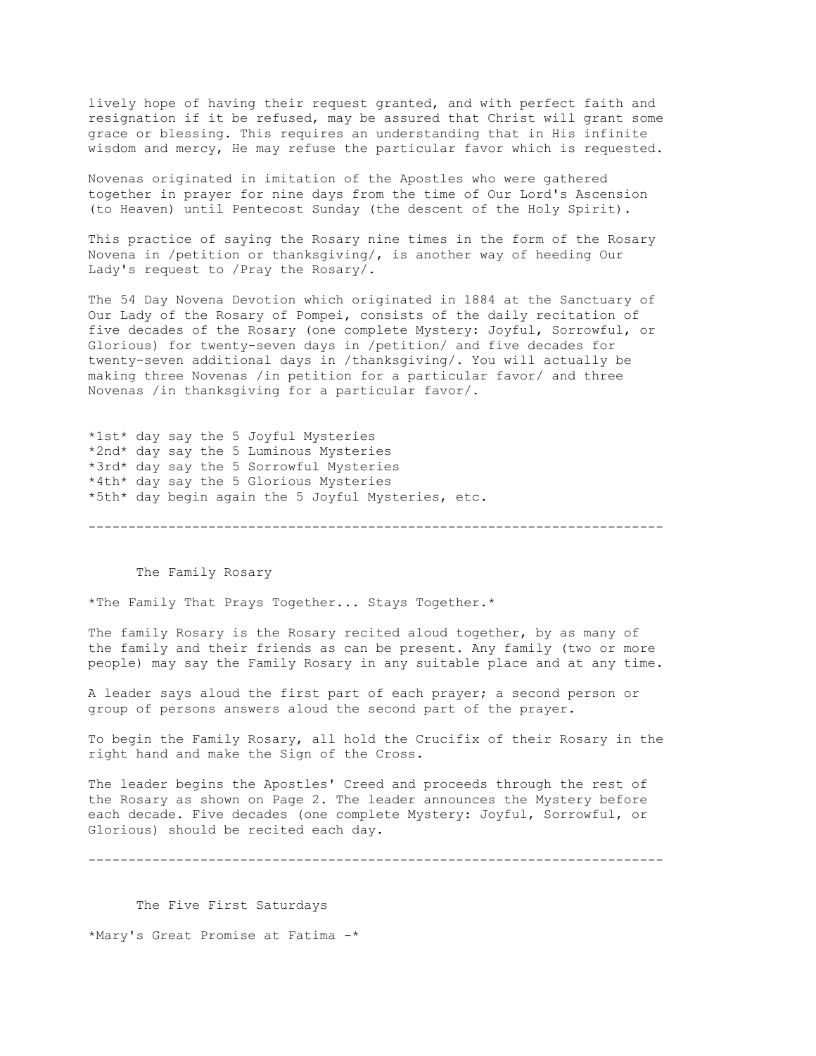lively hope of having their request granted, and with perfect faith and resignation if it be refused, may be assured that Christ will grant some grace or blessing. This requires an understanding that in His infinite wisdom and mercy, He may refuse the particular favor which is requested.

Novenas originated in imitation of the Apostles who were gathered together in prayer for nine days from the time of Our Lord's Ascension (to Heaven) until Pentecost Sunday (the descent of the Holy Spirit).

This practice of saying the Rosary nine times in the form of the Rosary Novena in *petition or thanksgiving*, is another way of heeding Our Lady's request to *Pray the Rosary*.

The 54 Day Novena Devotion which originated in 1884 at the Sanctuary of Our Lady of the Rosary of Pompei, consists of the daily recitation of five decades of the Rosary (one complete Mystery: Joyful, Sorrowful, or Glorious) for twenty-seven days in *petition* and five decades for twenty-seven additional days in *thanksgiving*. You will actually be making three Novenas *in petition for a particular favor* and three Novenas *in thanksgiving for a particular favor*.

**1st** day say the 5 Joyful Mysteries
**2nd** day say the 5 Luminous Mysteries
**3rd** day say the 5 Sorrowful Mysteries
**4th** day say the 5 Glorious Mysteries
**5th** day begin again the 5 Joyful Mysteries, etc.

---

## The Family Rosary

**The Family That Prays Together... Stays Together.**

The family Rosary is the Rosary recited aloud together, by as many of the family and their friends as can be present. Any family (two or more people) may say the Family Rosary in any suitable place and at any time.

A leader says aloud the first part of each prayer; a second person or group of persons answers aloud the second part of the prayer.

To begin the Family Rosary, all hold the Crucifix of their Rosary in the right hand and make the Sign of the Cross.

The leader begins the Apostles' Creed and proceeds through the rest of the Rosary as shown on Page 2. The leader announces the Mystery before each decade. Five decades (one complete Mystery: Joyful, Sorrowful, or Glorious) should be recited each day.

---

## The Five First Saturdays

**Mary's Great Promise at Fatima -**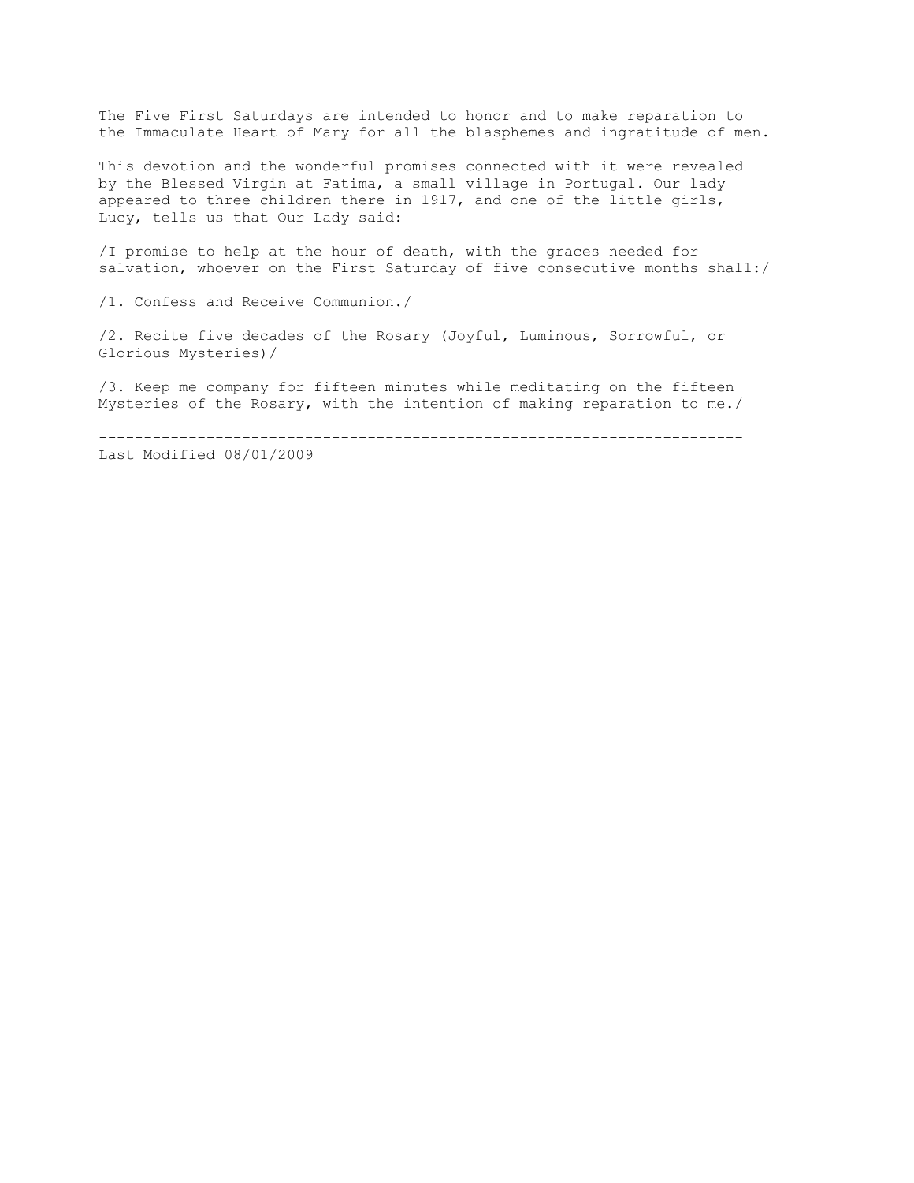The Five First Saturdays are intended to honor and to make reparation to the Immaculate Heart of Mary for all the blasphemes and ingratitude of men.

This devotion and the wonderful promises connected with it were revealed by the Blessed Virgin at Fatima, a small village in Portugal. Our lady appeared to three children there in 1917, and one of the little girls, Lucy, tells us that Our Lady said:

/I promise to help at the hour of death, with the graces needed for salvation, whoever on the First Saturday of five consecutive months shall:/

/1. Confess and Receive Communion./

/2. Recite five decades of the Rosary (Joyful, Luminous, Sorrowful, or Glorious Mysteries)/

/3. Keep me company for fifteen minutes while meditating on the fifteen Mysteries of the Rosary, with the intention of making reparation to me./

---

Last Modified 08/01/2009